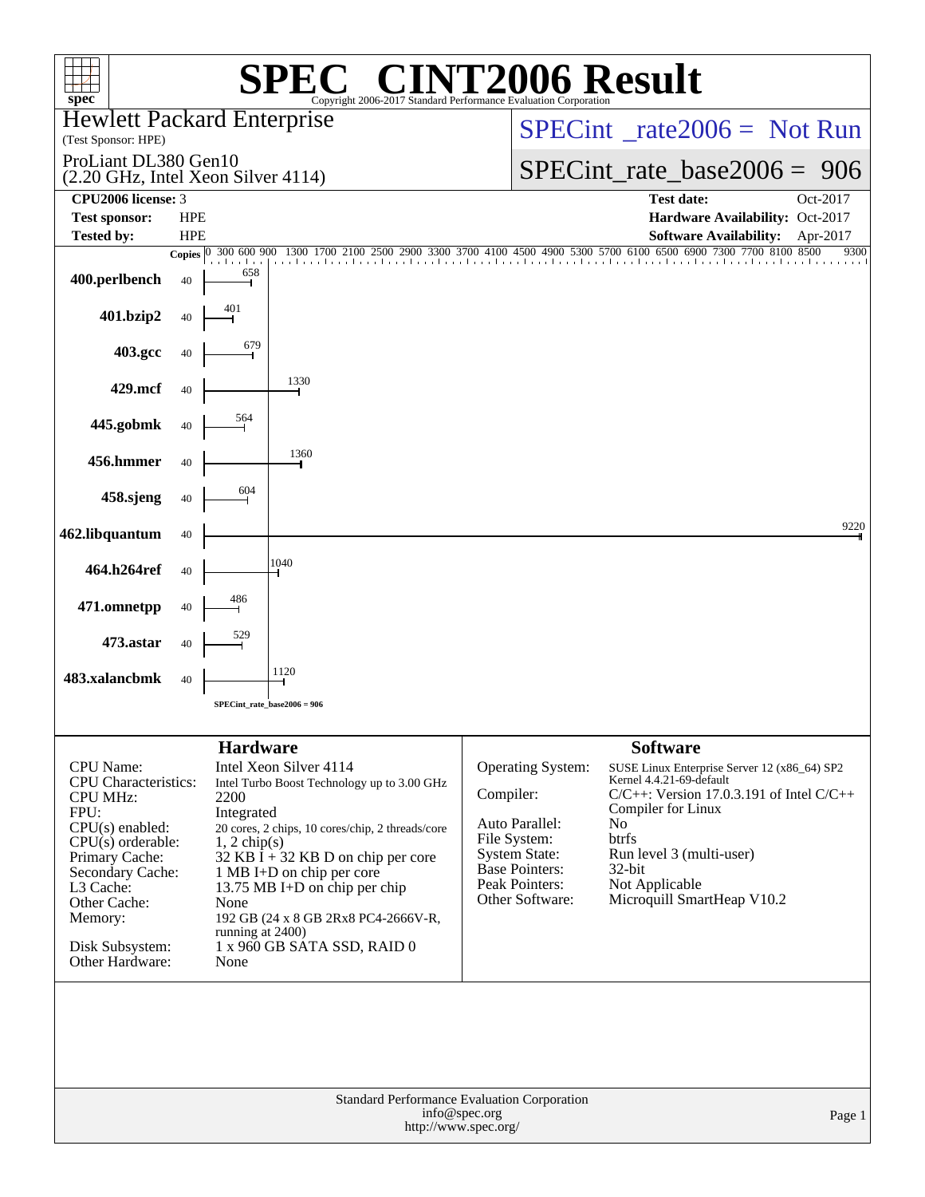# SPEC® CINT2006 Result

Copyright 2006-2017 Standard Performance Evaluation Corporation

**Hewlett Packard Enterprise**
(Test Sponsor: HPE)

ProLiant DL380 Gen10
(2.20 GHz, Intel Xeon Silver 4114)

SPECint_rate2006 = Not Run

SPECint_rate_base2006 = 906

| | | | |
|---|---|---|---|
| **CPU2006 license:** | 3 | **Test date:** | Oct-2017 |
| **Test sponsor:** | HPE | **Hardware Availability:** | Oct-2017 |
| **Tested by:** | HPE | **Software Availability:** | Apr-2017 |

Copies 0 300 600 900 1300 1700 2100 2500 2900 3300 3700 4100 4500 4900 5300 5700 6100 6500 6900 7300 7700 8100 8500 9300

400.perlbench 40 658
401.bzip2 40 401
403.gcc 40 679
429.mcf 40 1330
445.gobmk 40 564
456.hmmer 40 1360
458.sjeng 40 604
462.libquantum 40 9220
464.h264ref 40 1040
471.omnetpp 40 486
473.astar 40 529
483.xalancbmk 40 1120

SPECint_rate_base2006 = 906

## Hardware

| | |
|---|---|
| CPU Name: | Intel Xeon Silver 4114 |
| CPU Characteristics: | Intel Turbo Boost Technology up to 3.00 GHz |
| CPU MHz: | 2200 |
| FPU: | Integrated |
| CPU(s) enabled: | 20 cores, 2 chips, 10 cores/chip, 2 threads/core |
| CPU(s) orderable: | 1, 2 chip(s) |
| Primary Cache: | 32 KB I + 32 KB D on chip per core |
| Secondary Cache: | 1 MB I+D on chip per core |
| L3 Cache: | 13.75 MB I+D on chip per chip |
| Other Cache: | None |
| Memory: | 192 GB (24 x 8 GB 2Rx8 PC4-2666V-R, running at 2400) |
| Disk Subsystem: | 1 x 960 GB SATA SSD, RAID 0 |
| Other Hardware: | None |

## Software

| | |
|---|---|
| Operating System: | SUSE Linux Enterprise Server 12 (x86_64) SP2 Kernel 4.4.21-69-default |
| Compiler: | C/C++: Version 17.0.3.191 of Intel C/C++ Compiler for Linux |
| Auto Parallel: | No |
| File System: | btrfs |
| System State: | Run level 3 (multi-user) |
| Base Pointers: | 32-bit |
| Peak Pointers: | Not Applicable |
| Other Software: | Microquill SmartHeap V10.2 |

Standard Performance Evaluation Corporation
info@spec.org
http://www.spec.org/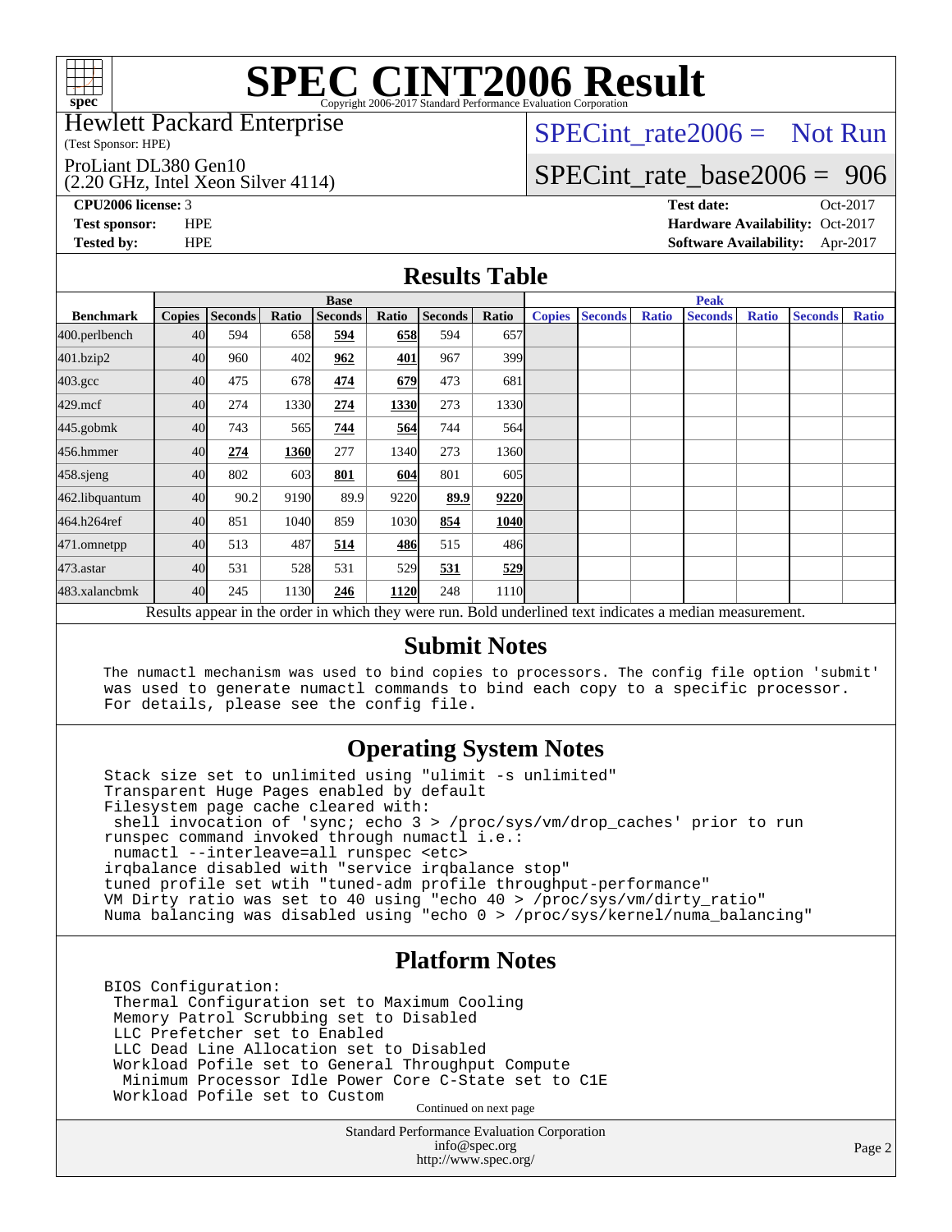# SPEC CINT2006 Result

Copyright 2006-2017 Standard Performance Evaluation Corporation

Hewlett Packard Enterprise
(Test Sponsor: HPE)

ProLiant DL380 Gen10
(2.20 GHz, Intel Xeon Silver 4114)

SPECint_rate2006 = Not Run

SPECint_rate_base2006 = 906

**CPU2006 license:** 3
**Test sponsor:** HPE
**Tested by:** HPE

**Test date:** Oct-2017
**Hardware Availability:** Oct-2017
**Software Availability:** Apr-2017

## Results Table

| Benchmark | Base | | | | | | | Peak | | | | | | |
|---|---|---|---|---|---|---|---|---|---|---|---|---|---|---|
| | Copies | Seconds | Ratio | Seconds | Ratio | Seconds | Ratio | Copies | Seconds | Ratio | Seconds | Ratio | Seconds | Ratio |
| 400.perlbench | 40 | 594 | 658 | **594** | **658** | 594 | 657 | | | | | | | |
| 401.bzip2 | 40 | 960 | 402 | **962** | **401** | 967 | 399 | | | | | | | |
| 403.gcc | 40 | 475 | 678 | **474** | **679** | 473 | 681 | | | | | | | |
| 429.mcf | 40 | 274 | 1330 | **274** | **1330** | 273 | 1330 | | | | | | | |
| 445.gobmk | 40 | 743 | 565 | **744** | **564** | 744 | 564 | | | | | | | |
| 456.hmmer | 40 | **274** | **1360** | 277 | 1340 | 273 | 1360 | | | | | | | |
| 458.sjeng | 40 | 802 | 603 | **801** | **604** | 801 | 605 | | | | | | | |
| 462.libquantum | 40 | 90.2 | 9190 | 89.9 | 9220 | **89.9** | **9220** | | | | | | | |
| 464.h264ref | 40 | 851 | 1040 | 859 | 1030 | **854** | **1040** | | | | | | | |
| 471.omnetpp | 40 | 513 | 487 | **514** | **486** | 515 | 486 | | | | | | | |
| 473.astar | 40 | 531 | 528 | 531 | 529 | **531** | **529** | | | | | | | |
| 483.xalancbmk | 40 | 245 | 1130 | **246** | **1120** | 248 | 1110 | | | | | | | |

Results appear in the order in which they were run. Bold underlined text indicates a median measurement.

## Submit Notes

```
The numactl mechanism was used to bind copies to processors. The config file option 'submit'
was used to generate numactl commands to bind each copy to a specific processor.
For details, please see the config file.
```

## Operating System Notes

```
Stack size set to unlimited using "ulimit -s unlimited"
Transparent Huge Pages enabled by default
Filesystem page cache cleared with:
 shell invocation of 'sync; echo 3 > /proc/sys/vm/drop_caches' prior to run
runspec command invoked through numactl i.e.:
 numactl --interleave=all runspec <etc>
irqbalance disabled with "service irqbalance stop"
tuned profile set wtih "tuned-adm profile throughput-performance"
VM Dirty ratio was set to 40 using "echo 40 > /proc/sys/vm/dirty_ratio"
Numa balancing was disabled using "echo 0 > /proc/sys/kernel/numa_balancing"
```

## Platform Notes

```
BIOS Configuration:
 Thermal Configuration set to Maximum Cooling
 Memory Patrol Scrubbing set to Disabled
 LLC Prefetcher set to Enabled
 LLC Dead Line Allocation set to Disabled
 Workload Pofile set to General Throughput Compute
  Minimum Processor Idle Power Core C-State set to C1E
 Workload Pofile set to Custom
```

Continued on next page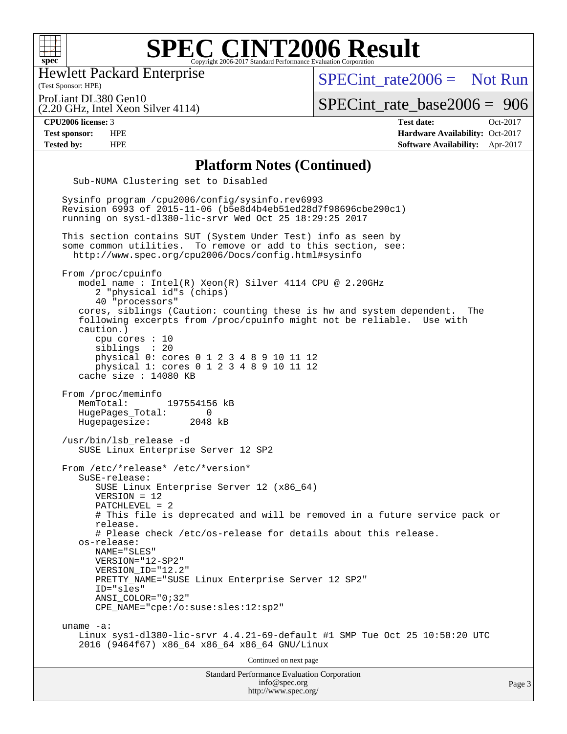# SPEC CINT2006 Result

Copyright 2006-2017 Standard Performance Evaluation Corporation

Hewlett Packard Enterprise
(Test Sponsor: HPE)

ProLiant DL380 Gen10
(2.20 GHz, Intel Xeon Silver 4114)

SPECint_rate2006 = Not Run

SPECint_rate_base2006 = 906

| | | | |
|---|---|---|---|
| **CPU2006 license:** 3 | | **Test date:** | Oct-2017 |
| **Test sponsor:** | HPE | **Hardware Availability:** | Oct-2017 |
| **Tested by:** | HPE | **Software Availability:** | Apr-2017 |

## Platform Notes (Continued)

```
  Sub-NUMA Clustering set to Disabled

 Sysinfo program /cpu2006/config/sysinfo.rev6993
 Revision 6993 of 2015-11-06 (b5e8d4b4eb51ed28d7f98696cbe290c1)
 running on sys1-dl380-lic-srvr Wed Oct 25 18:29:25 2017

 This section contains SUT (System Under Test) info as seen by
 some common utilities.  To remove or add to this section, see:
   http://www.spec.org/cpu2006/Docs/config.html#sysinfo

 From /proc/cpuinfo
    model name : Intel(R) Xeon(R) Silver 4114 CPU @ 2.20GHz
       2 "physical id"s (chips)
       40 "processors"
    cores, siblings (Caution: counting these is hw and system dependent.  The
    following excerpts from /proc/cpuinfo might not be reliable.  Use with
    caution.)
       cpu cores : 10
       siblings  : 20
       physical 0: cores 0 1 2 3 4 8 9 10 11 12
       physical 1: cores 0 1 2 3 4 8 9 10 11 12
    cache size : 14080 KB

 From /proc/meminfo
    MemTotal:       197554156 kB
    HugePages_Total:       0
    Hugepagesize:       2048 kB

 /usr/bin/lsb_release -d
    SUSE Linux Enterprise Server 12 SP2

 From /etc/*release* /etc/*version*
    SuSE-release:
       SUSE Linux Enterprise Server 12 (x86_64)
       VERSION = 12
       PATCHLEVEL = 2
       # This file is deprecated and will be removed in a future service pack or
       release.
       # Please check /etc/os-release for details about this release.
    os-release:
       NAME="SLES"
       VERSION="12-SP2"
       VERSION_ID="12.2"
       PRETTY_NAME="SUSE Linux Enterprise Server 12 SP2"
       ID="sles"
       ANSI_COLOR="0;32"
       CPE_NAME="cpe:/o:suse:sles:12:sp2"

 uname -a:
    Linux sys1-dl380-lic-srvr 4.4.21-69-default #1 SMP Tue Oct 25 10:58:20 UTC
    2016 (9464f67) x86_64 x86_64 x86_64 GNU/Linux
```

Continued on next page

Standard Performance Evaluation Corporation
info@spec.org
http://www.spec.org/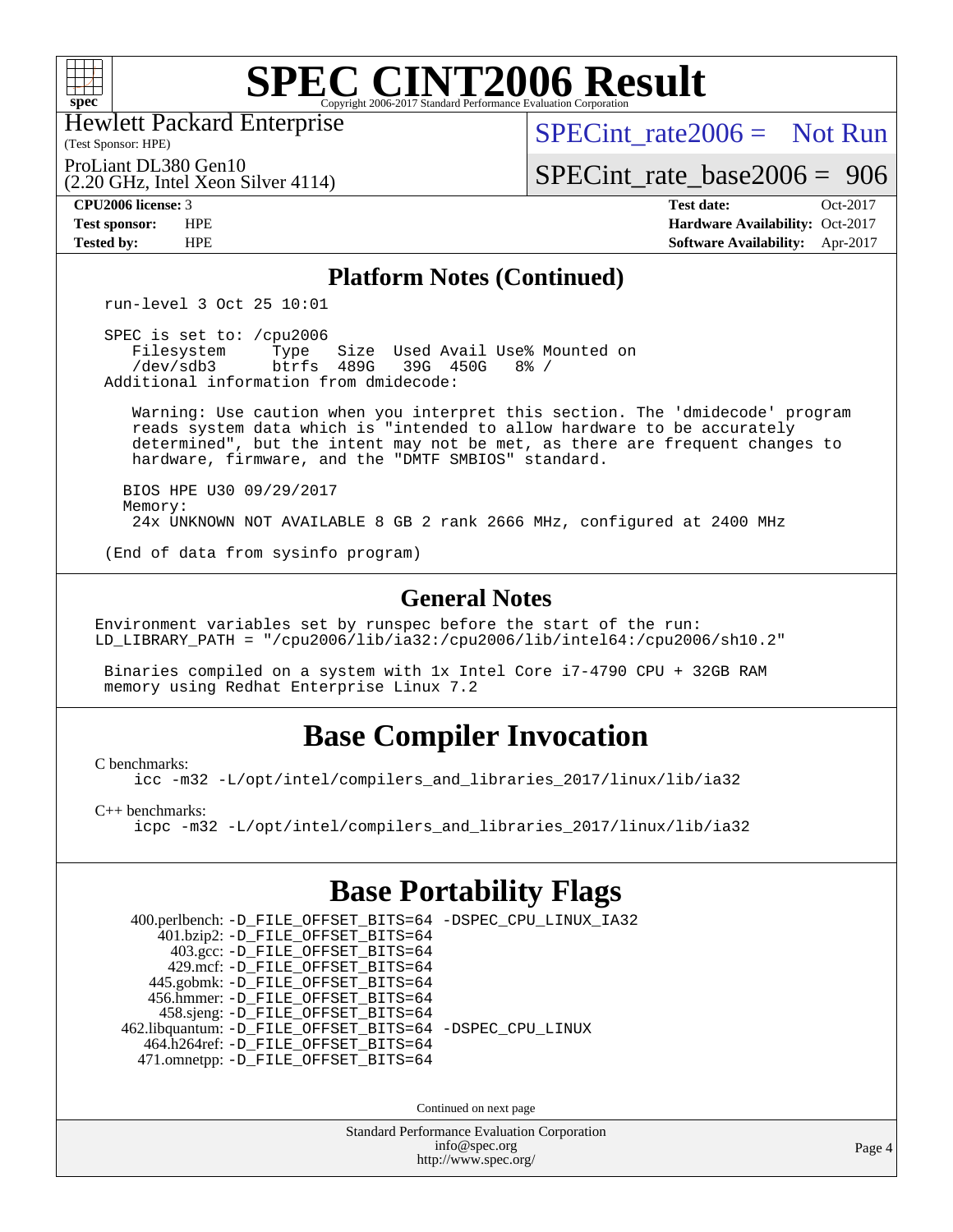# SPEC CINT2006 Result

Hewlett Packard Enterprise
(Test Sponsor: HPE)

ProLiant DL380 Gen10
(2.20 GHz, Intel Xeon Silver 4114)

SPECint_rate2006 = Not Run

SPECint_rate_base2006 = 906

| | | | |
|---|---|---|---|
| **CPU2006 license:** 3 | | **Test date:** | Oct-2017 |
| **Test sponsor:** | HPE | **Hardware Availability:** | Oct-2017 |
| **Tested by:** | HPE | **Software Availability:** | Apr-2017 |

## Platform Notes (Continued)

```
run-level 3 Oct 25 10:01

SPEC is set to: /cpu2006
   Filesystem     Type   Size  Used Avail Use% Mounted on
   /dev/sdb3      btrfs  489G   39G  450G   8% /
Additional information from dmidecode:

   Warning: Use caution when you interpret this section. The 'dmidecode' program
   reads system data which is "intended to allow hardware to be accurately
   determined", but the intent may not be met, as there are frequent changes to
   hardware, firmware, and the "DMTF SMBIOS" standard.

  BIOS HPE U30 09/29/2017
  Memory:
   24x UNKNOWN NOT AVAILABLE 8 GB 2 rank 2666 MHz, configured at 2400 MHz

(End of data from sysinfo program)
```

## General Notes

```
Environment variables set by runspec before the start of the run:
LD_LIBRARY_PATH = "/cpu2006/lib/ia32:/cpu2006/lib/intel64:/cpu2006/sh10.2"

 Binaries compiled on a system with 1x Intel Core i7-4790 CPU + 32GB RAM
 memory using Redhat Enterprise Linux 7.2
```

## Base Compiler Invocation

C benchmarks:
```
icc -m32 -L/opt/intel/compilers_and_libraries_2017/linux/lib/ia32
```

C++ benchmarks:
```
icpc -m32 -L/opt/intel/compilers_and_libraries_2017/linux/lib/ia32
```

## Base Portability Flags

```
   400.perlbench: -D_FILE_OFFSET_BITS=64 -DSPEC_CPU_LINUX_IA32
      401.bzip2: -D_FILE_OFFSET_BITS=64
        403.gcc: -D_FILE_OFFSET_BITS=64
        429.mcf: -D_FILE_OFFSET_BITS=64
      445.gobmk: -D_FILE_OFFSET_BITS=64
      456.hmmer: -D_FILE_OFFSET_BITS=64
      458.sjeng: -D_FILE_OFFSET_BITS=64
462.libquantum: -D_FILE_OFFSET_BITS=64 -DSPEC_CPU_LINUX
    464.h264ref: -D_FILE_OFFSET_BITS=64
    471.omnetpp: -D_FILE_OFFSET_BITS=64
```

Continued on next page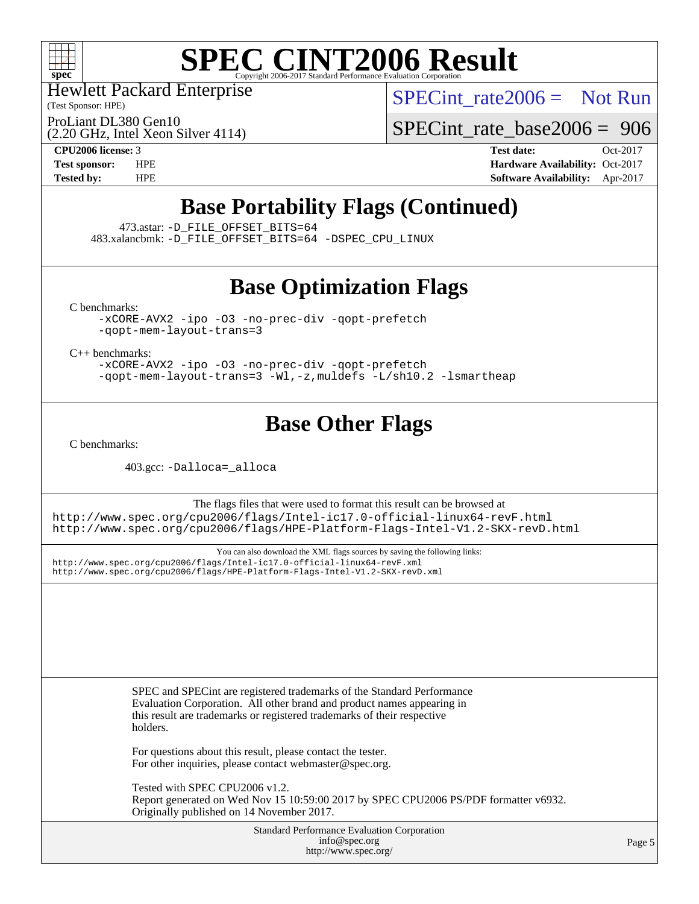# Base Portability Flags (Continued)

473.astar: -D_FILE_OFFSET_BITS=64
483.xalancbmk: -D_FILE_OFFSET_BITS=64 -DSPEC_CPU_LINUX

# Base Optimization Flags

C benchmarks:

-xCORE-AVX2 -ipo -O3 -no-prec-div -qopt-prefetch
-qopt-mem-layout-trans=3

C++ benchmarks:

-xCORE-AVX2 -ipo -O3 -no-prec-div -qopt-prefetch
-qopt-mem-layout-trans=3 -Wl,-z,muldefs -L/sh10.2 -lsmartheap

# Base Other Flags

C benchmarks:

403.gcc: -Dalloca=_alloca

The flags files that were used to format this result can be browsed at
http://www.spec.org/cpu2006/flags/Intel-ic17.0-official-linux64-revF.html
http://www.spec.org/cpu2006/flags/HPE-Platform-Flags-Intel-V1.2-SKX-revD.html

You can also download the XML flags sources by saving the following links:
http://www.spec.org/cpu2006/flags/Intel-ic17.0-official-linux64-revF.xml
http://www.spec.org/cpu2006/flags/HPE-Platform-Flags-Intel-V1.2-SKX-revD.xml

SPEC and SPECint are registered trademarks of the Standard Performance Evaluation Corporation. All other brand and product names appearing in this result are trademarks or registered trademarks of their respective holders.

For questions about this result, please contact the tester.
For other inquiries, please contact webmaster@spec.org.

Tested with SPEC CPU2006 v1.2.
Report generated on Wed Nov 15 10:59:00 2017 by SPEC CPU2006 PS/PDF formatter v6932.
Originally published on 14 November 2017.